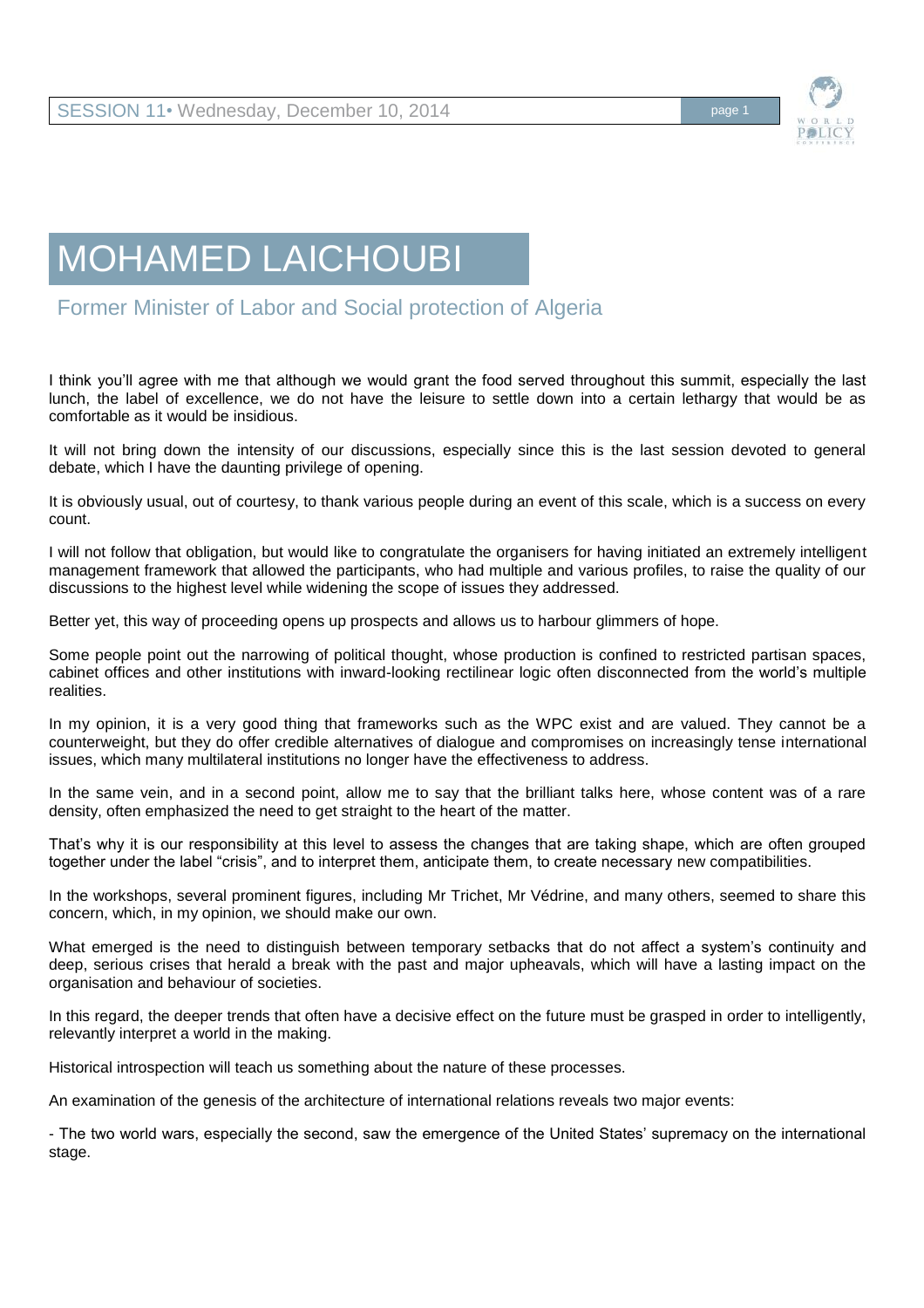# MOHAMED LAICHOUBI

## Former Minister of Labor and Social protection of Algeria

I think you'll agree with me that although we would grant the food served throughout this summit, especially the last lunch, the label of excellence, we do not have the leisure to settle down into a certain lethargy that would be as comfortable as it would be insidious.

It will not bring down the intensity of our discussions, especially since this is the last session devoted to general debate, which I have the daunting privilege of opening.

It is obviously usual, out of courtesy, to thank various people during an event of this scale, which is a success on every count.

I will not follow that obligation, but would like to congratulate the organisers for having initiated an extremely intelligent management framework that allowed the participants, who had multiple and various profiles, to raise the quality of our discussions to the highest level while widening the scope of issues they addressed.

Better yet, this way of proceeding opens up prospects and allows us to harbour glimmers of hope.

Some people point out the narrowing of political thought, whose production is confined to restricted partisan spaces, cabinet offices and other institutions with inward-looking rectilinear logic often disconnected from the world's multiple realities.

In my opinion, it is a very good thing that frameworks such as the WPC exist and are valued. They cannot be a counterweight, but they do offer credible alternatives of dialogue and compromises on increasingly tense international issues, which many multilateral institutions no longer have the effectiveness to address.

In the same vein, and in a second point, allow me to say that the brilliant talks here, whose content was of a rare density, often emphasized the need to get straight to the heart of the matter.

That's why it is our responsibility at this level to assess the changes that are taking shape, which are often grouped together under the label "crisis", and to interpret them, anticipate them, to create necessary new compatibilities.

In the workshops, several prominent figures, including Mr Trichet, Mr Védrine, and many others, seemed to share this concern, which, in my opinion, we should make our own.

What emerged is the need to distinguish between temporary setbacks that do not affect a system's continuity and deep, serious crises that herald a break with the past and major upheavals, which will have a lasting impact on the organisation and behaviour of societies.

In this regard, the deeper trends that often have a decisive effect on the future must be grasped in order to intelligently, relevantly interpret a world in the making.

Historical introspection will teach us something about the nature of these processes.

An examination of the genesis of the architecture of international relations reveals two major events:

- The two world wars, especially the second, saw the emergence of the United States' supremacy on the international stage.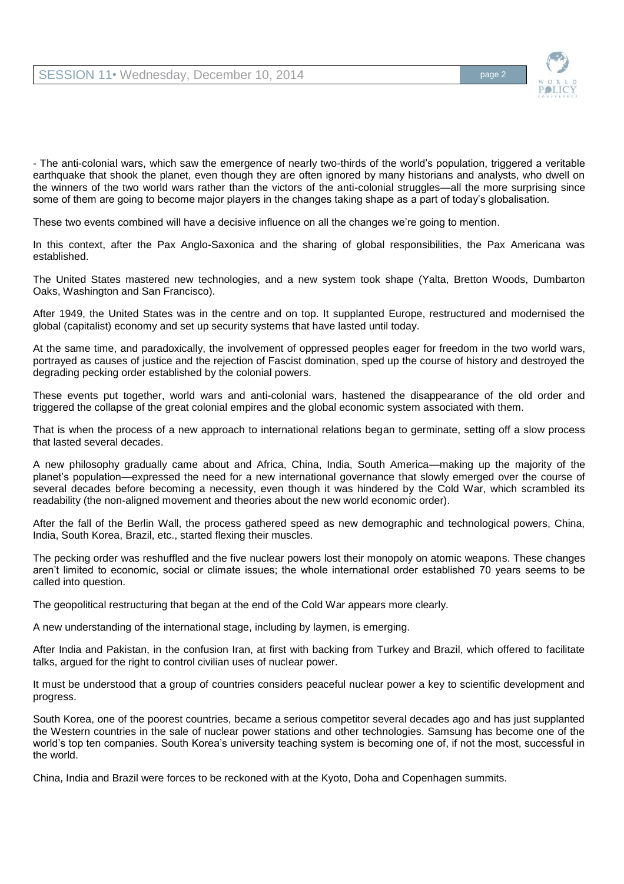- The anti-colonial wars, which saw the emergence of nearly two-thirds of the world's population, triggered a veritable earthquake that shook the planet, even though they are often ignored by many historians and analysts, who dwell on the winners of the two world wars rather than the victors of the anti-colonial struggles—all the more surprising since some of them are going to become major players in the changes taking shape as a part of today's globalisation.

These two events combined will have a decisive influence on all the changes we're going to mention.

In this context, after the Pax Anglo-Saxonica and the sharing of global responsibilities, the Pax Americana was established.

The United States mastered new technologies, and a new system took shape (Yalta, Bretton Woods, Dumbarton Oaks, Washington and San Francisco).

After 1949, the United States was in the centre and on top. It supplanted Europe, restructured and modernised the global (capitalist) economy and set up security systems that have lasted until today.

At the same time, and paradoxically, the involvement of oppressed peoples eager for freedom in the two world wars, portrayed as causes of justice and the rejection of Fascist domination, sped up the course of history and destroyed the degrading pecking order established by the colonial powers.

These events put together, world wars and anti-colonial wars, hastened the disappearance of the old order and triggered the collapse of the great colonial empires and the global economic system associated with them.

That is when the process of a new approach to international relations began to germinate, setting off a slow process that lasted several decades.

A new philosophy gradually came about and Africa, China, India, South America—making up the majority of the planet's population—expressed the need for a new international governance that slowly emerged over the course of several decades before becoming a necessity, even though it was hindered by the Cold War, which scrambled its readability (the non-aligned movement and theories about the new world economic order).

After the fall of the Berlin Wall, the process gathered speed as new demographic and technological powers, China, India, South Korea, Brazil, etc., started flexing their muscles.

The pecking order was reshuffled and the five nuclear powers lost their monopoly on atomic weapons. These changes aren't limited to economic, social or climate issues; the whole international order established 70 years seems to be called into question.

The geopolitical restructuring that began at the end of the Cold War appears more clearly.

A new understanding of the international stage, including by laymen, is emerging.

After India and Pakistan, in the confusion Iran, at first with backing from Turkey and Brazil, which offered to facilitate talks, argued for the right to control civilian uses of nuclear power.

It must be understood that a group of countries considers peaceful nuclear power a key to scientific development and progress.

South Korea, one of the poorest countries, became a serious competitor several decades ago and has just supplanted the Western countries in the sale of nuclear power stations and other technologies. Samsung has become one of the world's top ten companies. South Korea's university teaching system is becoming one of, if not the most, successful in the world.

China, India and Brazil were forces to be reckoned with at the Kyoto, Doha and Copenhagen summits.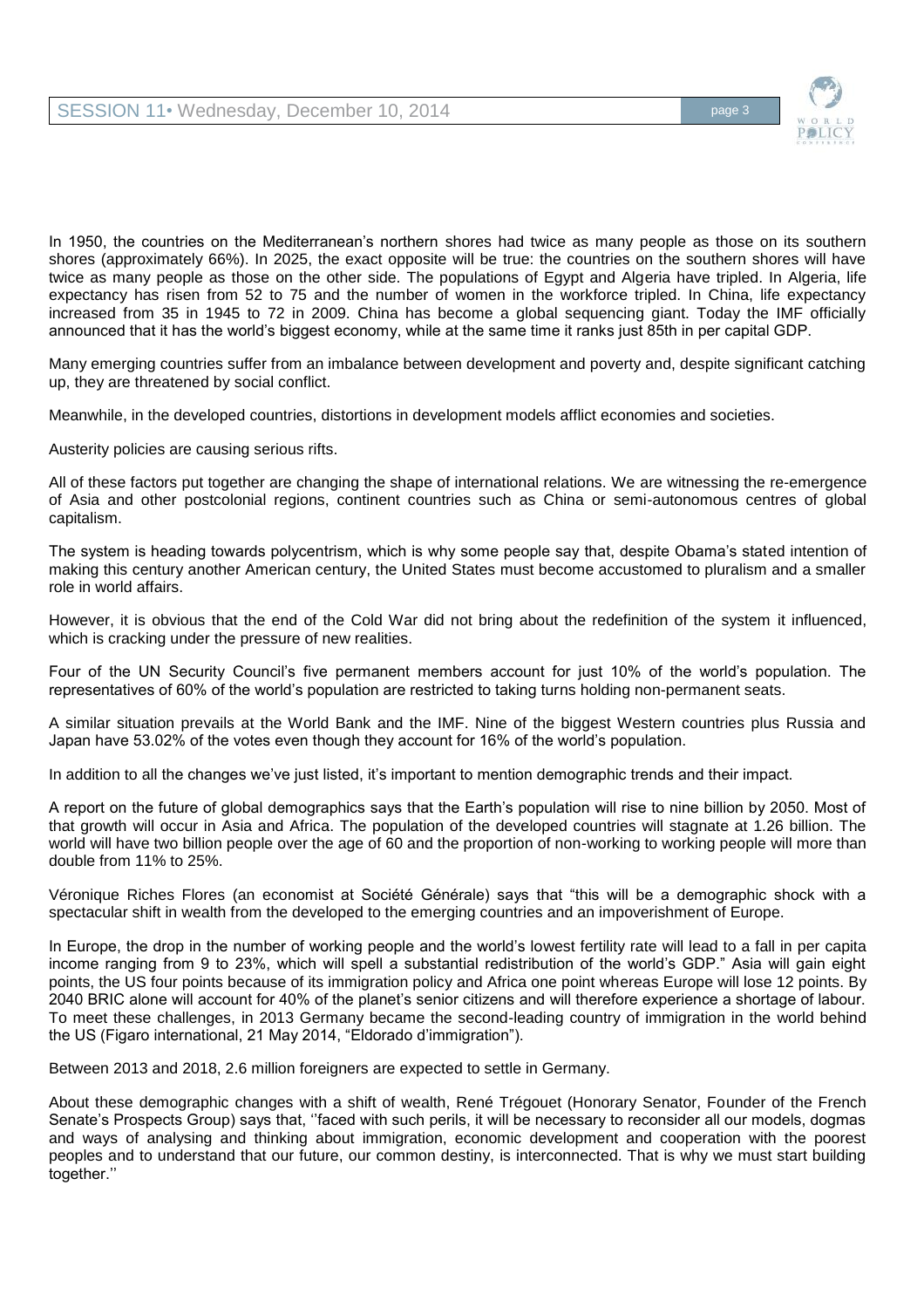In 1950, the countries on the Mediterranean's northern shores had twice as many people as those on its southern shores (approximately 66%). In 2025, the exact opposite will be true: the countries on the southern shores will have twice as many people as those on the other side. The populations of Egypt and Algeria have tripled. In Algeria, life expectancy has risen from 52 to 75 and the number of women in the workforce tripled. In China, life expectancy increased from 35 in 1945 to 72 in 2009. China has become a global sequencing giant. Today the IMF officially announced that it has the world's biggest economy, while at the same time it ranks just 85th in per capital GDP.

Many emerging countries suffer from an imbalance between development and poverty and, despite significant catching up, they are threatened by social conflict.

Meanwhile, in the developed countries, distortions in development models afflict economies and societies.

Austerity policies are causing serious rifts.

All of these factors put together are changing the shape of international relations. We are witnessing the re-emergence of Asia and other postcolonial regions, continent countries such as China or semi-autonomous centres of global capitalism.

The system is heading towards polycentrism, which is why some people say that, despite Obama's stated intention of making this century another American century, the United States must become accustomed to pluralism and a smaller role in world affairs.

However, it is obvious that the end of the Cold War did not bring about the redefinition of the system it influenced, which is cracking under the pressure of new realities.

Four of the UN Security Council's five permanent members account for just 10% of the world's population. The representatives of 60% of the world's population are restricted to taking turns holding non-permanent seats.

A similar situation prevails at the World Bank and the IMF. Nine of the biggest Western countries plus Russia and Japan have 53.02% of the votes even though they account for 16% of the world's population.

In addition to all the changes we've just listed, it's important to mention demographic trends and their impact.

A report on the future of global demographics says that the Earth's population will rise to nine billion by 2050. Most of that growth will occur in Asia and Africa. The population of the developed countries will stagnate at 1.26 billion. The world will have two billion people over the age of 60 and the proportion of non-working to working people will more than double from 11% to 25%.

Véronique Riches Flores (an economist at Société Générale) says that "this will be a demographic shock with a spectacular shift in wealth from the developed to the emerging countries and an impoverishment of Europe.

In Europe, the drop in the number of working people and the world's lowest fertility rate will lead to a fall in per capita income ranging from 9 to 23%, which will spell a substantial redistribution of the world's GDP." Asia will gain eight points, the US four points because of its immigration policy and Africa one point whereas Europe will lose 12 points. By 2040 BRIC alone will account for 40% of the planet's senior citizens and will therefore experience a shortage of labour. To meet these challenges, in 2013 Germany became the second-leading country of immigration in the world behind the US (Figaro international, 21 May 2014, "Eldorado d'immigration").

Between 2013 and 2018, 2.6 million foreigners are expected to settle in Germany.

About these demographic changes with a shift of wealth, René Trégouet (Honorary Senator, Founder of the French Senate's Prospects Group) says that, ''faced with such perils, it will be necessary to reconsider all our models, dogmas and ways of analysing and thinking about immigration, economic development and cooperation with the poorest peoples and to understand that our future, our common destiny, is interconnected. That is why we must start building together.''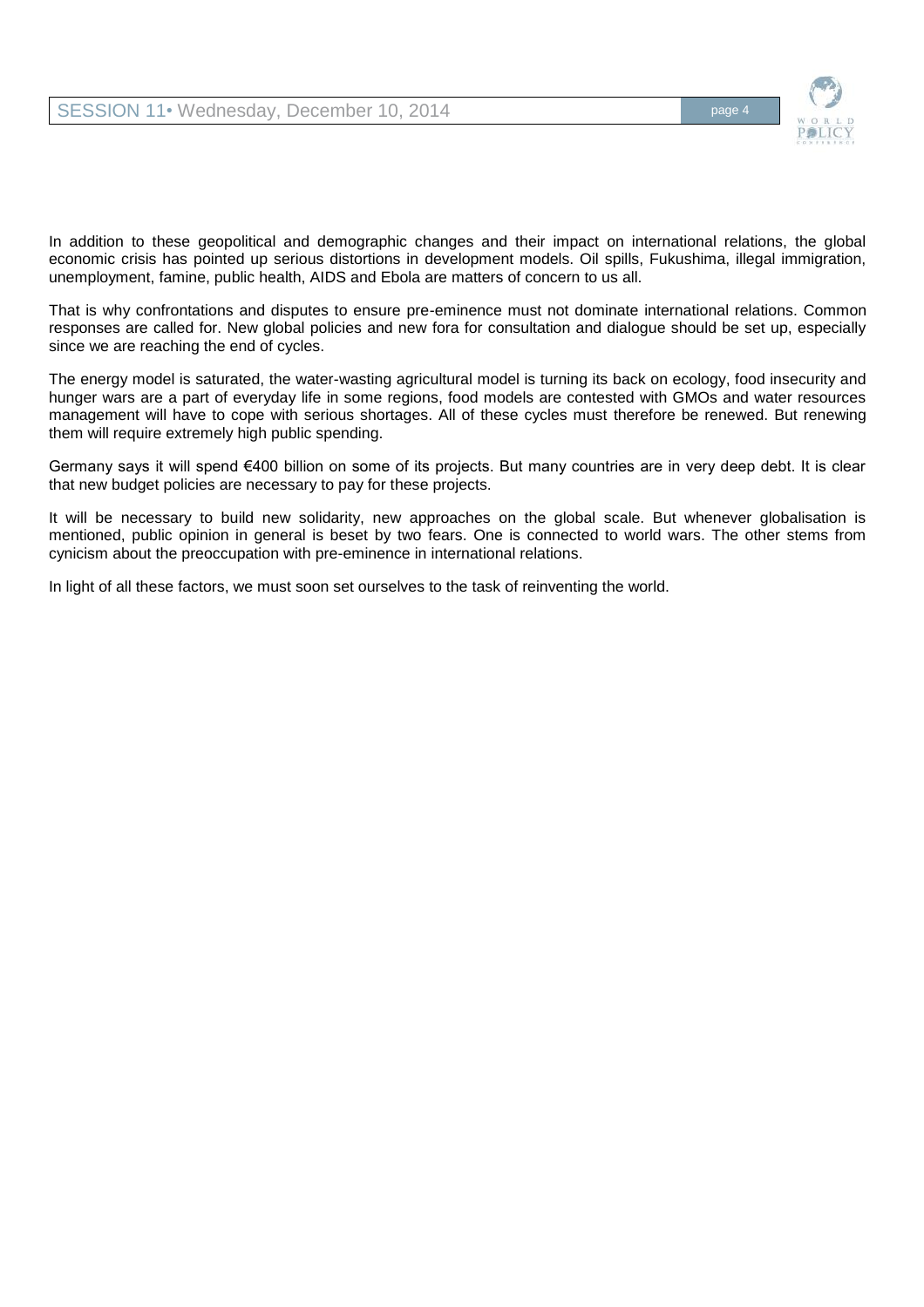In addition to these geopolitical and demographic changes and their impact on international relations, the global economic crisis has pointed up serious distortions in development models. Oil spills, Fukushima, illegal immigration, unemployment, famine, public health, AIDS and Ebola are matters of concern to us all.

That is why confrontations and disputes to ensure pre-eminence must not dominate international relations. Common responses are called for. New global policies and new fora for consultation and dialogue should be set up, especially since we are reaching the end of cycles.

The energy model is saturated, the water-wasting agricultural model is turning its back on ecology, food insecurity and hunger wars are a part of everyday life in some regions, food models are contested with GMOs and water resources management will have to cope with serious shortages. All of these cycles must therefore be renewed. But renewing them will require extremely high public spending.

Germany says it will spend €400 billion on some of its projects. But many countries are in very deep debt. It is clear that new budget policies are necessary to pay for these projects.

It will be necessary to build new solidarity, new approaches on the global scale. But whenever globalisation is mentioned, public opinion in general is beset by two fears. One is connected to world wars. The other stems from cynicism about the preoccupation with pre-eminence in international relations.

In light of all these factors, we must soon set ourselves to the task of reinventing the world.